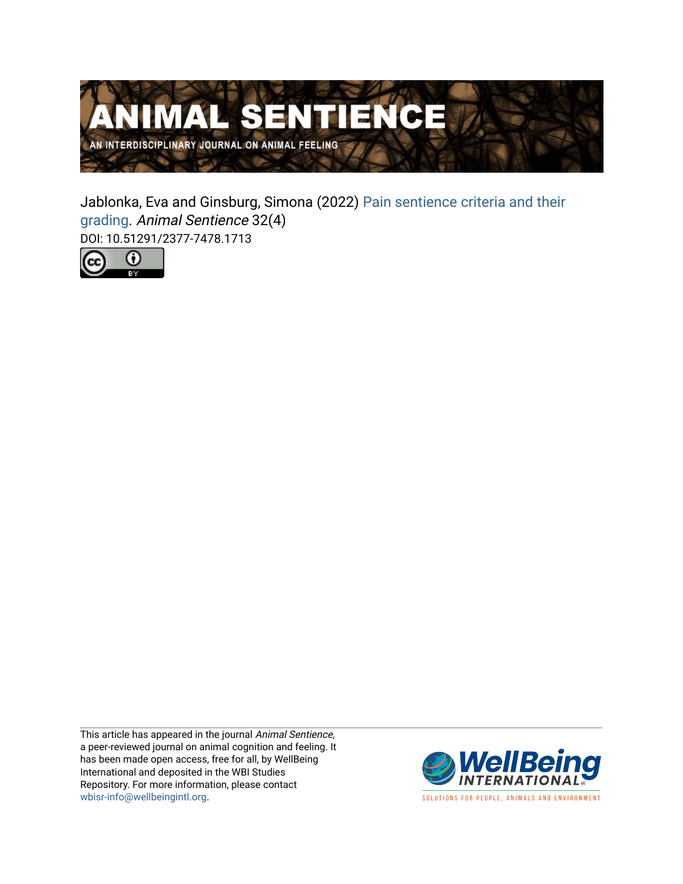# ANIMAL SENTIENCE

AN INTERDISCIPLINARY JOURNAL ON ANIMAL FEELING

Jablonka, Eva and Ginsburg, Simona (2022) Pain sentience criteria and their grading. *Animal Sentience* 32(4)

DOI: 10.51291/2377-7478.1713

This article has appeared in the journal *Animal Sentience*, a peer-reviewed journal on animal cognition and feeling. It has been made open access, free for all, by WellBeing International and deposited in the WBI Studies Repository. For more information, please contact wbisr-info@wellbeingintl.org.

WellBeing INTERNATIONAL

SOLUTIONS FOR PEOPLE, ANIMALS AND ENVIRONMENT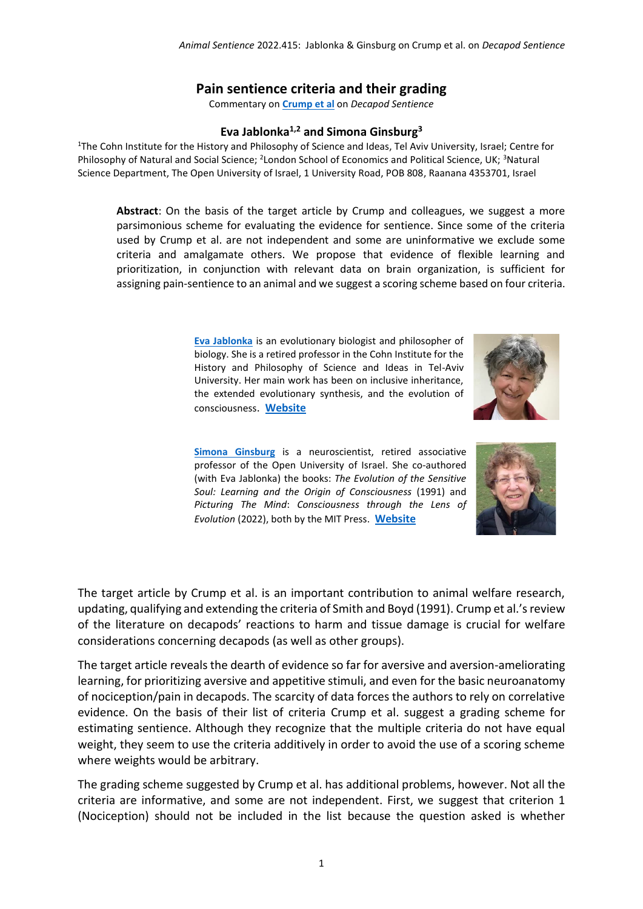# Pain sentience criteria and their grading

Commentary on **[Crump et al](#)** on *Decapod Sentience*

### Eva Jablonka[1,2] and Simona Ginsburg[3]

[1]The Cohn Institute for the History and Philosophy of Science and Ideas, Tel Aviv University, Israel; Centre for Philosophy of Natural and Social Science; [2]London School of Economics and Political Science, UK; [3]Natural Science Department, The Open University of Israel, 1 University Road, POB 808, Raanana 4353701, Israel

**Abstract**: On the basis of the target article by Crump and colleagues, we suggest a more parsimonious scheme for evaluating the evidence for sentience. Since some of the criteria used by Crump et al. are not independent and some are uninformative we exclude some criteria and amalgamate others. We propose that evidence of flexible learning and prioritization, in conjunction with relevant data on brain organization, is sufficient for assigning pain-sentience to an animal and we suggest a scoring scheme based on four criteria.

**Eva Jablonka** is an evolutionary biologist and philosopher of biology. She is a retired professor in the Cohn Institute for the History and Philosophy of Science and Ideas in Tel-Aviv University. Her main work has been on inclusive inheritance, the extended evolutionary synthesis, and the evolution of consciousness. **Website**

**Simona Ginsburg** is a neuroscientist, retired associative professor of the Open University of Israel. She co-authored (with Eva Jablonka) the books: *The Evolution of the Sensitive Soul: Learning and the Origin of Consciousness* (1991) and *Picturing The Mind: Consciousness through the Lens of Evolution* (2022), both by the MIT Press. **Website**

The target article by Crump et al. is an important contribution to animal welfare research, updating, qualifying and extending the criteria of Smith and Boyd (1991). Crump et al.'s review of the literature on decapods' reactions to harm and tissue damage is crucial for welfare considerations concerning decapods (as well as other groups).

The target article reveals the dearth of evidence so far for aversive and aversion-ameliorating learning, for prioritizing aversive and appetitive stimuli, and even for the basic neuroanatomy of nociception/pain in decapods. The scarcity of data forces the authors to rely on correlative evidence. On the basis of their list of criteria Crump et al. suggest a grading scheme for estimating sentience. Although they recognize that the multiple criteria do not have equal weight, they seem to use the criteria additively in order to avoid the use of a scoring scheme where weights would be arbitrary.

The grading scheme suggested by Crump et al. has additional problems, however. Not all the criteria are informative, and some are not independent. First, we suggest that criterion 1 (Nociception) should not be included in the list because the question asked is whether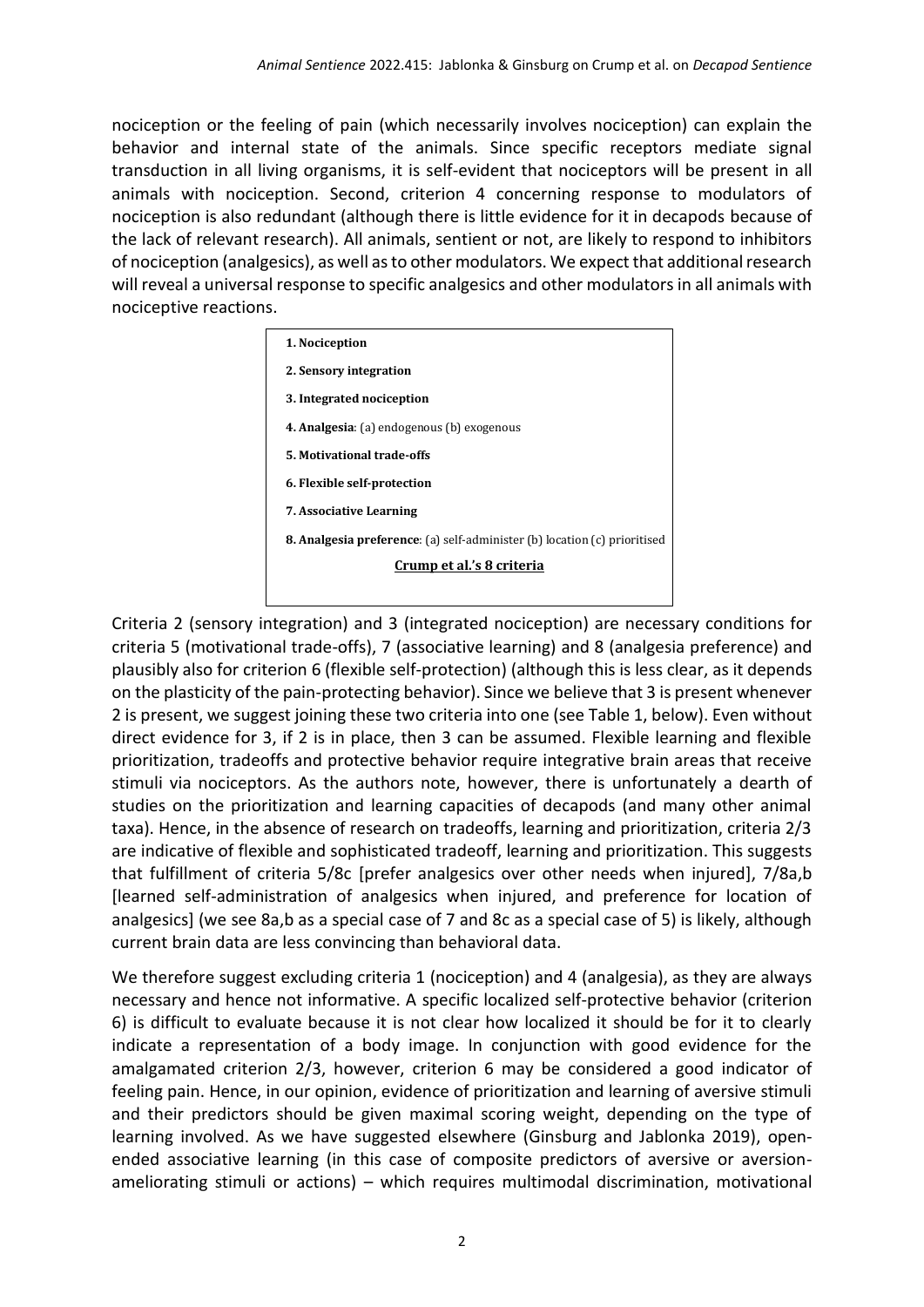nociception or the feeling of pain (which necessarily involves nociception) can explain the behavior and internal state of the animals. Since specific receptors mediate signal transduction in all living organisms, it is self-evident that nociceptors will be present in all animals with nociception. Second, criterion 4 concerning response to modulators of nociception is also redundant (although there is little evidence for it in decapods because of the lack of relevant research). All animals, sentient or not, are likely to respond to inhibitors of nociception (analgesics), as well as to other modulators. We expect that additional research will reveal a universal response to specific analgesics and other modulators in all animals with nociceptive reactions.

**1. Nociception**

**2. Sensory integration**

**3. Integrated nociception**

**4. Analgesia**: (a) endogenous (b) exogenous

**5. Motivational trade-offs**

**6. Flexible self-protection**

**7. Associative Learning**

**8. Analgesia preference**: (a) self-administer (b) location (c) prioritised

**Crump et al.'s 8 criteria**

Criteria 2 (sensory integration) and 3 (integrated nociception) are necessary conditions for criteria 5 (motivational trade-offs), 7 (associative learning) and 8 (analgesia preference) and plausibly also for criterion 6 (flexible self-protection) (although this is less clear, as it depends on the plasticity of the pain-protecting behavior). Since we believe that 3 is present whenever 2 is present, we suggest joining these two criteria into one (see Table 1, below). Even without direct evidence for 3, if 2 is in place, then 3 can be assumed. Flexible learning and flexible prioritization, tradeoffs and protective behavior require integrative brain areas that receive stimuli via nociceptors. As the authors note, however, there is unfortunately a dearth of studies on the prioritization and learning capacities of decapods (and many other animal taxa). Hence, in the absence of research on tradeoffs, learning and prioritization, criteria 2/3 are indicative of flexible and sophisticated tradeoff, learning and prioritization. This suggests that fulfillment of criteria 5/8c [prefer analgesics over other needs when injured], 7/8a,b [learned self-administration of analgesics when injured, and preference for location of analgesics] (we see 8a,b as a special case of 7 and 8c as a special case of 5) is likely, although current brain data are less convincing than behavioral data.

We therefore suggest excluding criteria 1 (nociception) and 4 (analgesia), as they are always necessary and hence not informative. A specific localized self-protective behavior (criterion 6) is difficult to evaluate because it is not clear how localized it should be for it to clearly indicate a representation of a body image. In conjunction with good evidence for the amalgamated criterion 2/3, however, criterion 6 may be considered a good indicator of feeling pain. Hence, in our opinion, evidence of prioritization and learning of aversive stimuli and their predictors should be given maximal scoring weight, depending on the type of learning involved. As we have suggested elsewhere (Ginsburg and Jablonka 2019), open-ended associative learning (in this case of composite predictors of aversive or aversion-ameliorating stimuli or actions) – which requires multimodal discrimination, motivational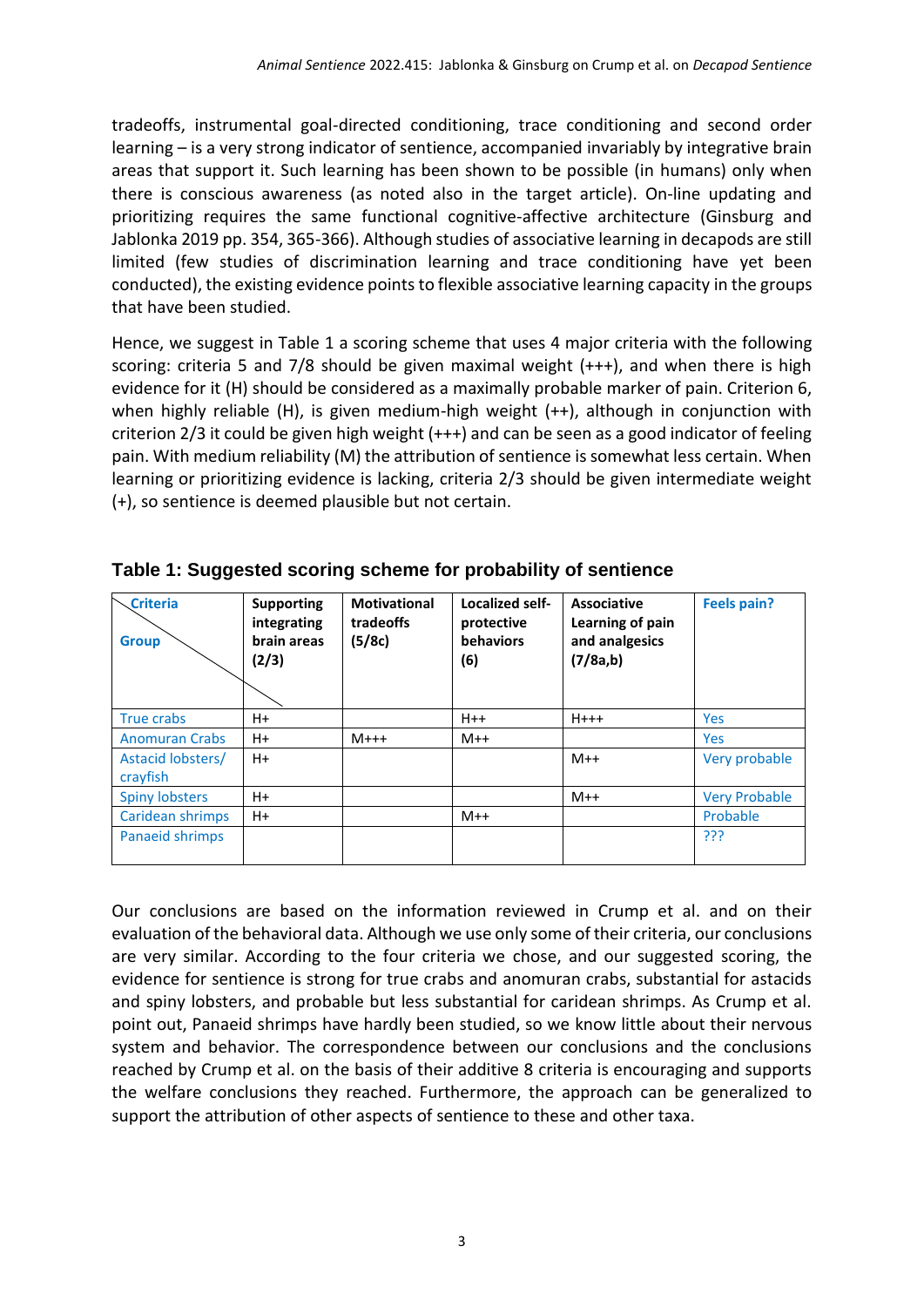tradeoffs, instrumental goal-directed conditioning, trace conditioning and second order learning – is a very strong indicator of sentience, accompanied invariably by integrative brain areas that support it. Such learning has been shown to be possible (in humans) only when there is conscious awareness (as noted also in the target article). On-line updating and prioritizing requires the same functional cognitive-affective architecture (Ginsburg and Jablonka 2019 pp. 354, 365-366). Although studies of associative learning in decapods are still limited (few studies of discrimination learning and trace conditioning have yet been conducted), the existing evidence points to flexible associative learning capacity in the groups that have been studied.

Hence, we suggest in Table 1 a scoring scheme that uses 4 major criteria with the following scoring: criteria 5 and 7/8 should be given maximal weight (+++), and when there is high evidence for it (H) should be considered as a maximally probable marker of pain. Criterion 6, when highly reliable (H), is given medium-high weight (++), although in conjunction with criterion 2/3 it could be given high weight (+++) and can be seen as a good indicator of feeling pain. With medium reliability (M) the attribution of sentience is somewhat less certain. When learning or prioritizing evidence is lacking, criteria 2/3 should be given intermediate weight (+), so sentience is deemed plausible but not certain.

**Table 1: Suggested scoring scheme for probability of sentience**

| Criteria / Group | Supporting integrating brain areas (2/3) | Motivational tradeoffs (5/8c) | Localized self-protective behaviors (6) | Associative Learning of pain and analgesics (7/8a,b) | Feels pain? |
|---|---|---|---|---|---|
| True crabs | H+ | | H++ | H+++ | Yes |
| Anomuran Crabs | H+ | M+++ | M++ | | Yes |
| Astacid lobsters/ crayfish | H+ | | | M++ | Very probable |
| Spiny lobsters | H+ | | | M++ | Very Probable |
| Caridean shrimps | H+ | | M++ | | Probable |
| Panaeid shrimps | | | | | ??? |

Our conclusions are based on the information reviewed in Crump et al. and on their evaluation of the behavioral data. Although we use only some of their criteria, our conclusions are very similar. According to the four criteria we chose, and our suggested scoring, the evidence for sentience is strong for true crabs and anomuran crabs, substantial for astacids and spiny lobsters, and probable but less substantial for caridean shrimps. As Crump et al. point out, Panaeid shrimps have hardly been studied, so we know little about their nervous system and behavior. The correspondence between our conclusions and the conclusions reached by Crump et al. on the basis of their additive 8 criteria is encouraging and supports the welfare conclusions they reached. Furthermore, the approach can be generalized to support the attribution of other aspects of sentience to these and other taxa.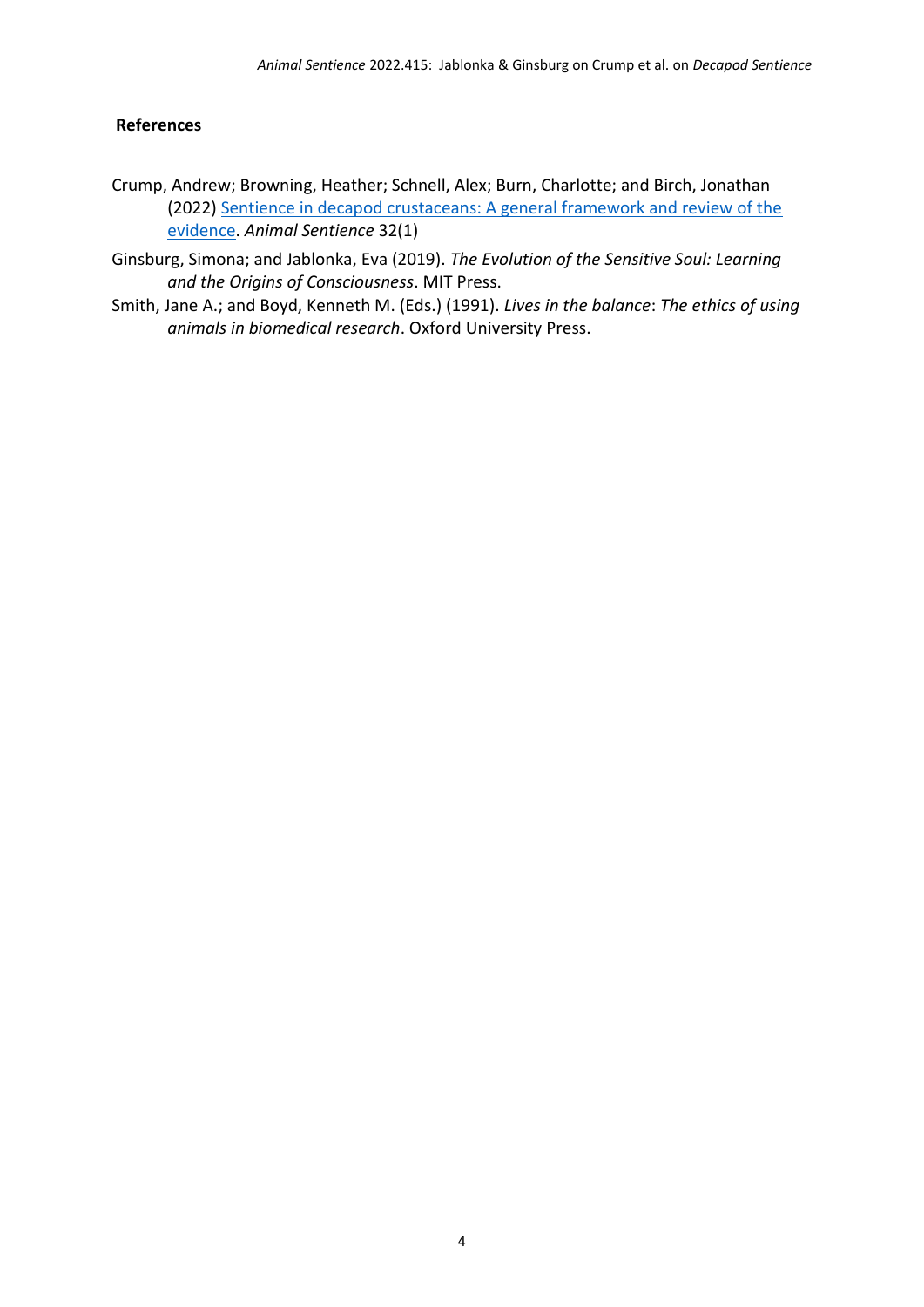## References

Crump, Andrew; Browning, Heather; Schnell, Alex; Burn, Charlotte; and Birch, Jonathan (2022) [Sentience in decapod crustaceans: A general framework and review of the evidence](). *Animal Sentience* 32(1)

Ginsburg, Simona; and Jablonka, Eva (2019). *The Evolution of the Sensitive Soul: Learning and the Origins of Consciousness*. MIT Press.

Smith, Jane A.; and Boyd, Kenneth M. (Eds.) (1991). *Lives in the balance*: *The ethics of using animals in biomedical research*. Oxford University Press.